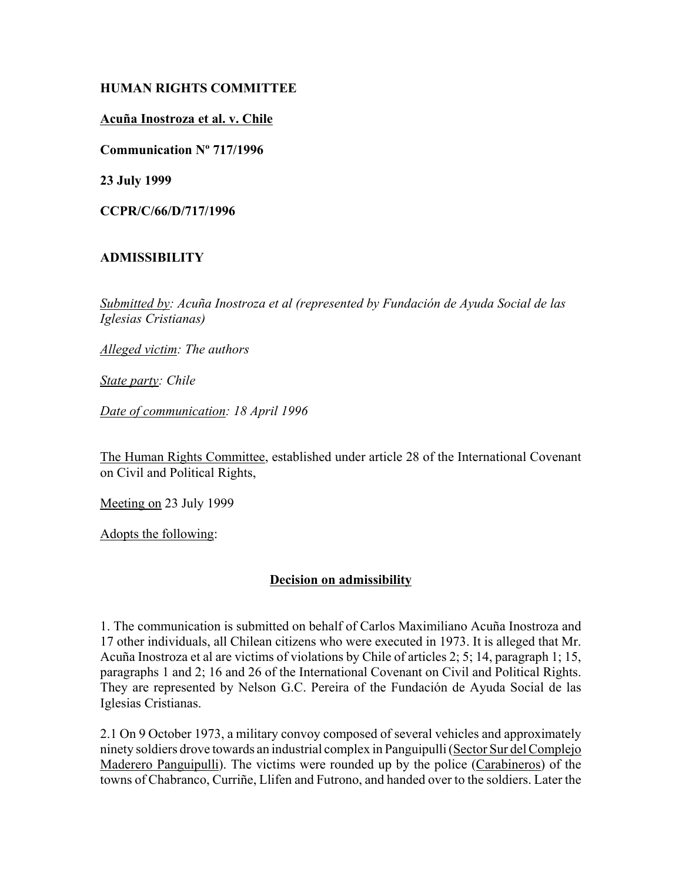**HUMAN RIGHTS COMMITTEE**

**Acuña Inostroza et al. v. Chile**

**Communication Nº 717/1996**

**23 July 1999**

**CCPR/C/66/D/717/1996**

**ADMISSIBILITY**

*Submitted by: Acuña Inostroza et al (represented by Fundación de Ayuda Social de las Iglesias Cristianas)*

*Alleged victim: The authors*

*State party: Chile*

*Date of communication: 18 April 1996*

The Human Rights Committee, established under article 28 of the International Covenant on Civil and Political Rights,

Meeting on 23 July 1999

Adopts the following:

## Decision on admissibility

1. The communication is submitted on behalf of Carlos Maximiliano Acuña Inostroza and 17 other individuals, all Chilean citizens who were executed in 1973. It is alleged that Mr. Acuña Inostroza et al are victims of violations by Chile of articles 2; 5; 14, paragraph 1; 15, paragraphs 1 and 2; 16 and 26 of the International Covenant on Civil and Political Rights. They are represented by Nelson G.C. Pereira of the Fundación de Ayuda Social de las Iglesias Cristianas.

2.1 On 9 October 1973, a military convoy composed of several vehicles and approximately ninety soldiers drove towards an industrial complex in Panguipulli (Sector Sur del Complejo Maderero Panguipulli). The victims were rounded up by the police (Carabineros) of the towns of Chabranco, Curriñe, Llifen and Futrono, and handed over to the soldiers. Later the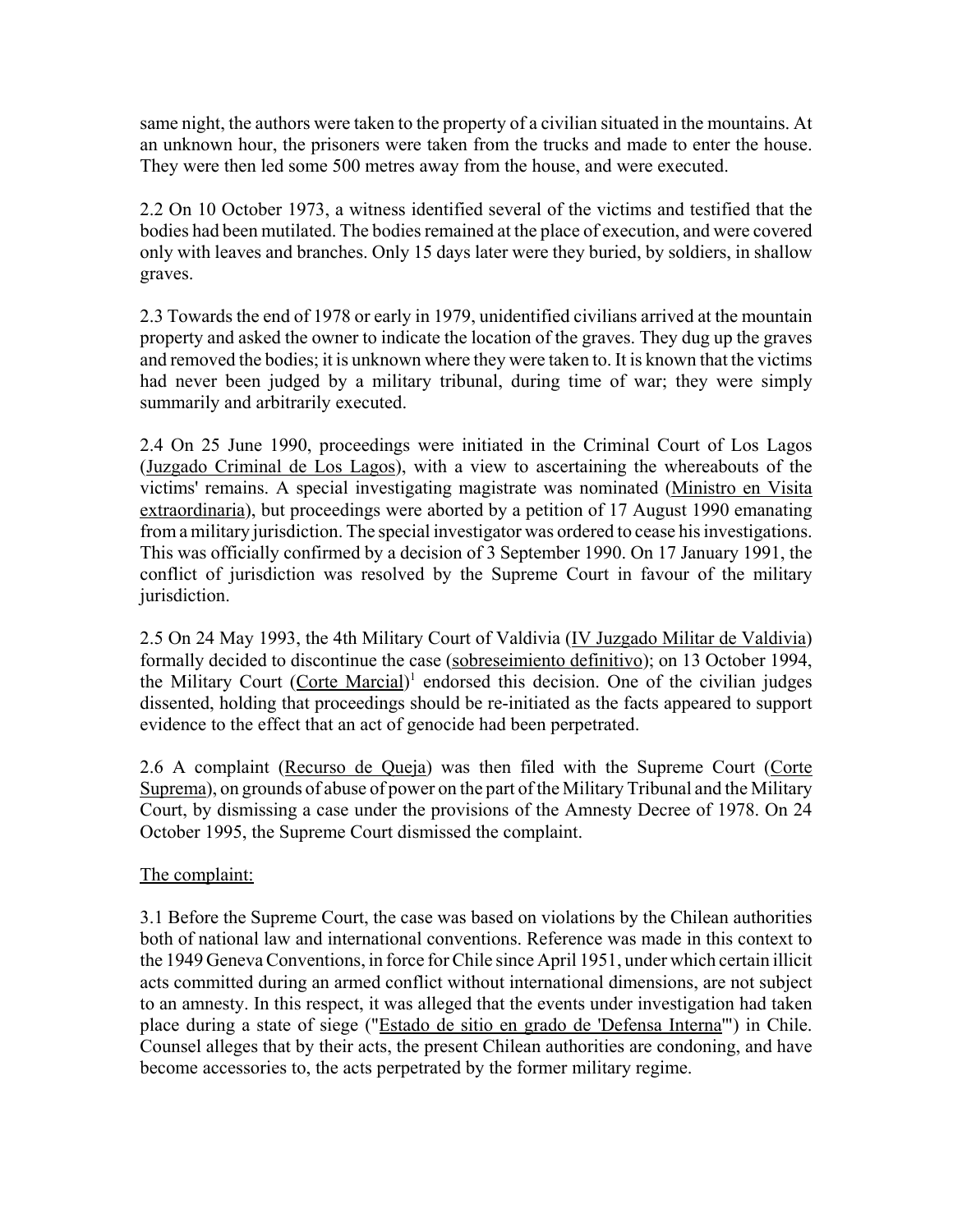same night, the authors were taken to the property of a civilian situated in the mountains. At an unknown hour, the prisoners were taken from the trucks and made to enter the house. They were then led some 500 metres away from the house, and were executed.

2.2 On 10 October 1973, a witness identified several of the victims and testified that the bodies had been mutilated. The bodies remained at the place of execution, and were covered only with leaves and branches. Only 15 days later were they buried, by soldiers, in shallow graves.

2.3 Towards the end of 1978 or early in 1979, unidentified civilians arrived at the mountain property and asked the owner to indicate the location of the graves. They dug up the graves and removed the bodies; it is unknown where they were taken to. It is known that the victims had never been judged by a military tribunal, during time of war; they were simply summarily and arbitrarily executed.

2.4 On 25 June 1990, proceedings were initiated in the Criminal Court of Los Lagos (Juzgado Criminal de Los Lagos), with a view to ascertaining the whereabouts of the victims' remains. A special investigating magistrate was nominated (Ministro en Visita extraordinaria), but proceedings were aborted by a petition of 17 August 1990 emanating from a military jurisdiction. The special investigator was ordered to cease his investigations. This was officially confirmed by a decision of 3 September 1990. On 17 January 1991, the conflict of jurisdiction was resolved by the Supreme Court in favour of the military jurisdiction.

2.5 On 24 May 1993, the 4th Military Court of Valdivia (IV Juzgado Militar de Valdivia) formally decided to discontinue the case (sobreseimiento definitivo); on 13 October 1994, the Military Court (Corte Marcial)[1] endorsed this decision. One of the civilian judges dissented, holding that proceedings should be re-initiated as the facts appeared to support evidence to the effect that an act of genocide had been perpetrated.

2.6 A complaint (Recurso de Queja) was then filed with the Supreme Court (Corte Suprema), on grounds of abuse of power on the part of the Military Tribunal and the Military Court, by dismissing a case under the provisions of the Amnesty Decree of 1978. On 24 October 1995, the Supreme Court dismissed the complaint.

The complaint:

3.1 Before the Supreme Court, the case was based on violations by the Chilean authorities both of national law and international conventions. Reference was made in this context to the 1949 Geneva Conventions, in force for Chile since April 1951, under which certain illicit acts committed during an armed conflict without international dimensions, are not subject to an amnesty. In this respect, it was alleged that the events under investigation had taken place during a state of siege ("Estado de sitio en grado de 'Defensa Interna'") in Chile. Counsel alleges that by their acts, the present Chilean authorities are condoning, and have become accessories to, the acts perpetrated by the former military regime.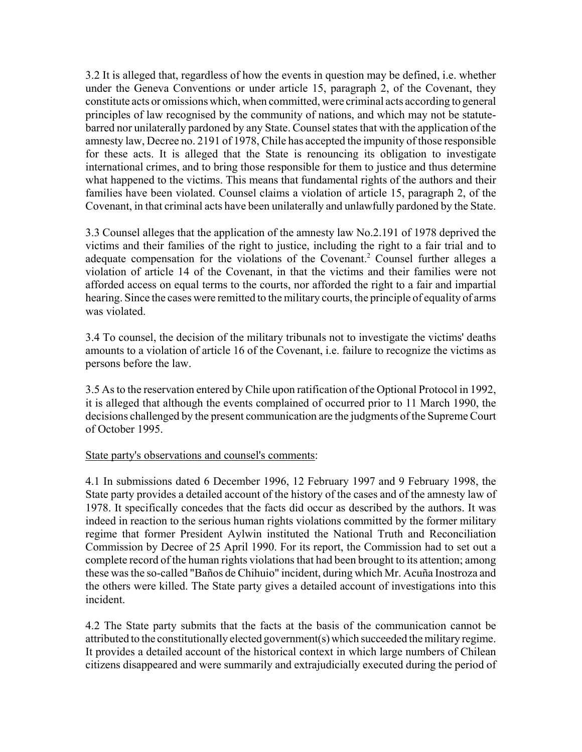3.2 It is alleged that, regardless of how the events in question may be defined, i.e. whether under the Geneva Conventions or under article 15, paragraph 2, of the Covenant, they constitute acts or omissions which, when committed, were criminal acts according to general principles of law recognised by the community of nations, and which may not be statute-barred nor unilaterally pardoned by any State. Counsel states that with the application of the amnesty law, Decree no. 2191 of 1978, Chile has accepted the impunity of those responsible for these acts. It is alleged that the State is renouncing its obligation to investigate international crimes, and to bring those responsible for them to justice and thus determine what happened to the victims. This means that fundamental rights of the authors and their families have been violated. Counsel claims a violation of article 15, paragraph 2, of the Covenant, in that criminal acts have been unilaterally and unlawfully pardoned by the State.

3.3 Counsel alleges that the application of the amnesty law No.2.191 of 1978 deprived the victims and their families of the right to justice, including the right to a fair trial and to adequate compensation for the violations of the Covenant.[2] Counsel further alleges a violation of article 14 of the Covenant, in that the victims and their families were not afforded access on equal terms to the courts, nor afforded the right to a fair and impartial hearing. Since the cases were remitted to the military courts, the principle of equality of arms was violated.

3.4 To counsel, the decision of the military tribunals not to investigate the victims' deaths amounts to a violation of article 16 of the Covenant, i.e. failure to recognize the victims as persons before the law.

3.5 As to the reservation entered by Chile upon ratification of the Optional Protocol in 1992, it is alleged that although the events complained of occurred prior to 11 March 1990, the decisions challenged by the present communication are the judgments of the Supreme Court of October 1995.

State party's observations and counsel's comments:

4.1 In submissions dated 6 December 1996, 12 February 1997 and 9 February 1998, the State party provides a detailed account of the history of the cases and of the amnesty law of 1978. It specifically concedes that the facts did occur as described by the authors. It was indeed in reaction to the serious human rights violations committed by the former military regime that former President Aylwin instituted the National Truth and Reconciliation Commission by Decree of 25 April 1990. For its report, the Commission had to set out a complete record of the human rights violations that had been brought to its attention; among these was the so-called "Baños de Chihuio" incident, during which Mr. Acuña Inostroza and the others were killed. The State party gives a detailed account of investigations into this incident.

4.2 The State party submits that the facts at the basis of the communication cannot be attributed to the constitutionally elected government(s) which succeeded the military regime. It provides a detailed account of the historical context in which large numbers of Chilean citizens disappeared and were summarily and extrajudicially executed during the period of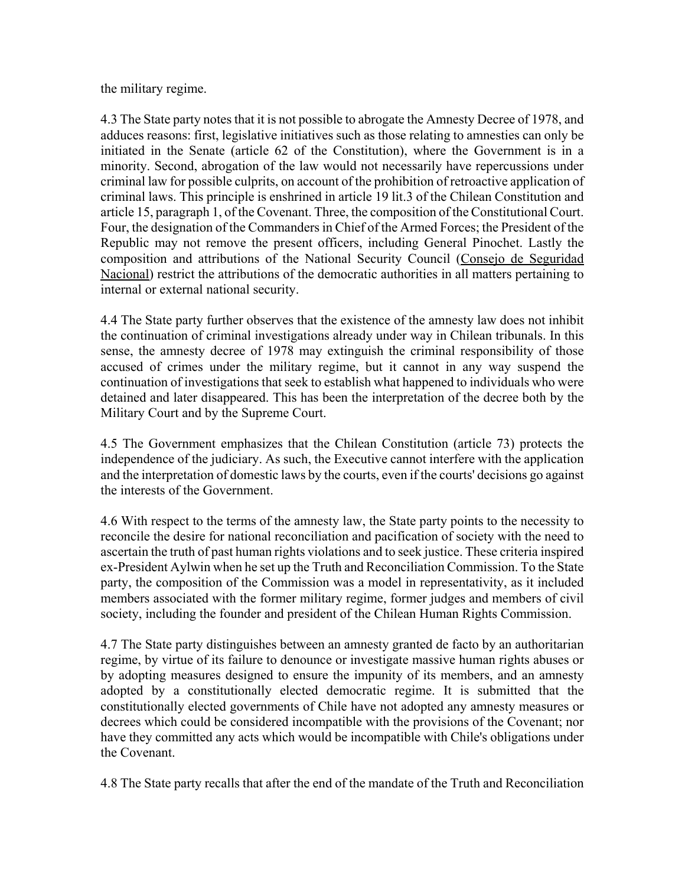the military regime.

4.3 The State party notes that it is not possible to abrogate the Amnesty Decree of 1978, and adduces reasons: first, legislative initiatives such as those relating to amnesties can only be initiated in the Senate (article 62 of the Constitution), where the Government is in a minority. Second, abrogation of the law would not necessarily have repercussions under criminal law for possible culprits, on account of the prohibition of retroactive application of criminal laws. This principle is enshrined in article 19 lit.3 of the Chilean Constitution and article 15, paragraph 1, of the Covenant. Three, the composition of the Constitutional Court. Four, the designation of the Commanders in Chief of the Armed Forces; the President of the Republic may not remove the present officers, including General Pinochet. Lastly the composition and attributions of the National Security Council (Consejo de Seguridad Nacional) restrict the attributions of the democratic authorities in all matters pertaining to internal or external national security.

4.4 The State party further observes that the existence of the amnesty law does not inhibit the continuation of criminal investigations already under way in Chilean tribunals. In this sense, the amnesty decree of 1978 may extinguish the criminal responsibility of those accused of crimes under the military regime, but it cannot in any way suspend the continuation of investigations that seek to establish what happened to individuals who were detained and later disappeared. This has been the interpretation of the decree both by the Military Court and by the Supreme Court.

4.5 The Government emphasizes that the Chilean Constitution (article 73) protects the independence of the judiciary. As such, the Executive cannot interfere with the application and the interpretation of domestic laws by the courts, even if the courts' decisions go against the interests of the Government.

4.6 With respect to the terms of the amnesty law, the State party points to the necessity to reconcile the desire for national reconciliation and pacification of society with the need to ascertain the truth of past human rights violations and to seek justice. These criteria inspired ex-President Aylwin when he set up the Truth and Reconciliation Commission. To the State party, the composition of the Commission was a model in representativity, as it included members associated with the former military regime, former judges and members of civil society, including the founder and president of the Chilean Human Rights Commission.

4.7 The State party distinguishes between an amnesty granted de facto by an authoritarian regime, by virtue of its failure to denounce or investigate massive human rights abuses or by adopting measures designed to ensure the impunity of its members, and an amnesty adopted by a constitutionally elected democratic regime. It is submitted that the constitutionally elected governments of Chile have not adopted any amnesty measures or decrees which could be considered incompatible with the provisions of the Covenant; nor have they committed any acts which would be incompatible with Chile's obligations under the Covenant.

4.8 The State party recalls that after the end of the mandate of the Truth and Reconciliation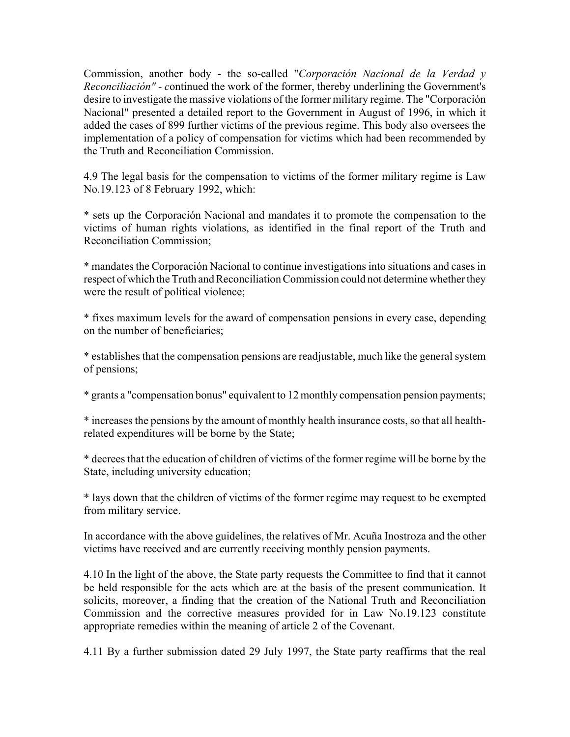Commission, another body - the so-called "*Corporación Nacional de la Verdad y Reconciliación" - c*ontinued the work of the former, thereby underlining the Government's desire to investigate the massive violations of the former military regime. The "Corporación Nacional" presented a detailed report to the Government in August of 1996, in which it added the cases of 899 further victims of the previous regime. This body also oversees the implementation of a policy of compensation for victims which had been recommended by the Truth and Reconciliation Commission.

4.9 The legal basis for the compensation to victims of the former military regime is Law No.19.123 of 8 February 1992, which:

* sets up the Corporación Nacional and mandates it to promote the compensation to the victims of human rights violations, as identified in the final report of the Truth and Reconciliation Commission;

* mandates the Corporación Nacional to continue investigations into situations and cases in respect of which the Truth and Reconciliation Commission could not determine whether they were the result of political violence;

* fixes maximum levels for the award of compensation pensions in every case, depending on the number of beneficiaries;

* establishes that the compensation pensions are readjustable, much like the general system of pensions;

* grants a "compensation bonus" equivalent to 12 monthly compensation pension payments;

* increases the pensions by the amount of monthly health insurance costs, so that all health-related expenditures will be borne by the State;

* decrees that the education of children of victims of the former regime will be borne by the State, including university education;

* lays down that the children of victims of the former regime may request to be exempted from military service.

In accordance with the above guidelines, the relatives of Mr. Acuña Inostroza and the other victims have received and are currently receiving monthly pension payments.

4.10 In the light of the above, the State party requests the Committee to find that it cannot be held responsible for the acts which are at the basis of the present communication. It solicits, moreover, a finding that the creation of the National Truth and Reconciliation Commission and the corrective measures provided for in Law No.19.123 constitute appropriate remedies within the meaning of article 2 of the Covenant.

4.11 By a further submission dated 29 July 1997, the State party reaffirms that the real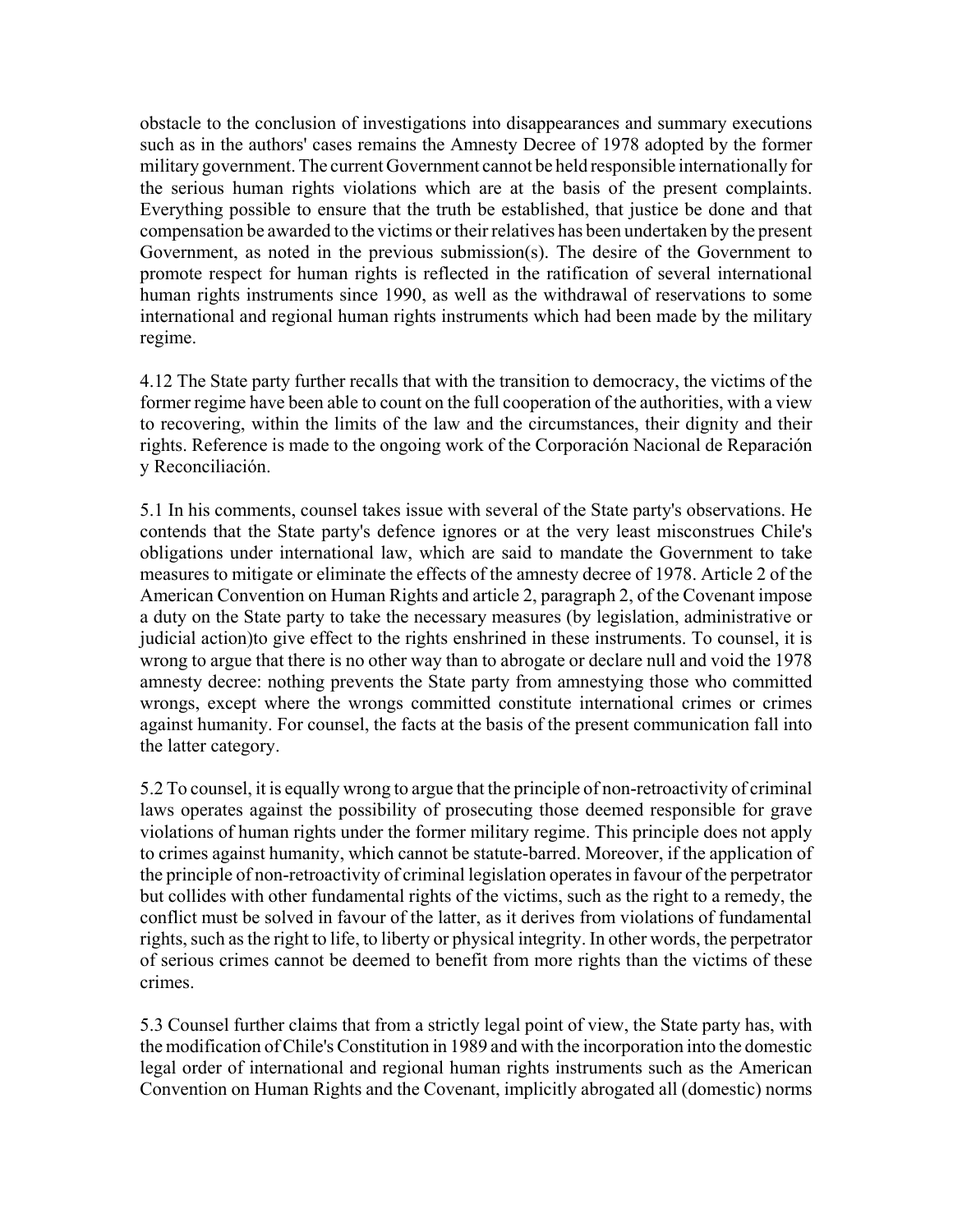obstacle to the conclusion of investigations into disappearances and summary executions such as in the authors' cases remains the Amnesty Decree of 1978 adopted by the former military government. The current Government cannot be held responsible internationally for the serious human rights violations which are at the basis of the present complaints. Everything possible to ensure that the truth be established, that justice be done and that compensation be awarded to the victims or their relatives has been undertaken by the present Government, as noted in the previous submission(s). The desire of the Government to promote respect for human rights is reflected in the ratification of several international human rights instruments since 1990, as well as the withdrawal of reservations to some international and regional human rights instruments which had been made by the military regime.

4.12 The State party further recalls that with the transition to democracy, the victims of the former regime have been able to count on the full cooperation of the authorities, with a view to recovering, within the limits of the law and the circumstances, their dignity and their rights. Reference is made to the ongoing work of the Corporación Nacional de Reparación y Reconciliación.

5.1 In his comments, counsel takes issue with several of the State party's observations. He contends that the State party's defence ignores or at the very least misconstrues Chile's obligations under international law, which are said to mandate the Government to take measures to mitigate or eliminate the effects of the amnesty decree of 1978. Article 2 of the American Convention on Human Rights and article 2, paragraph 2, of the Covenant impose a duty on the State party to take the necessary measures (by legislation, administrative or judicial action)to give effect to the rights enshrined in these instruments. To counsel, it is wrong to argue that there is no other way than to abrogate or declare null and void the 1978 amnesty decree: nothing prevents the State party from amnestying those who committed wrongs, except where the wrongs committed constitute international crimes or crimes against humanity. For counsel, the facts at the basis of the present communication fall into the latter category.

5.2 To counsel, it is equally wrong to argue that the principle of non-retroactivity of criminal laws operates against the possibility of prosecuting those deemed responsible for grave violations of human rights under the former military regime. This principle does not apply to crimes against humanity, which cannot be statute-barred. Moreover, if the application of the principle of non-retroactivity of criminal legislation operates in favour of the perpetrator but collides with other fundamental rights of the victims, such as the right to a remedy, the conflict must be solved in favour of the latter, as it derives from violations of fundamental rights, such as the right to life, to liberty or physical integrity. In other words, the perpetrator of serious crimes cannot be deemed to benefit from more rights than the victims of these crimes.

5.3 Counsel further claims that from a strictly legal point of view, the State party has, with the modification of Chile's Constitution in 1989 and with the incorporation into the domestic legal order of international and regional human rights instruments such as the American Convention on Human Rights and the Covenant, implicitly abrogated all (domestic) norms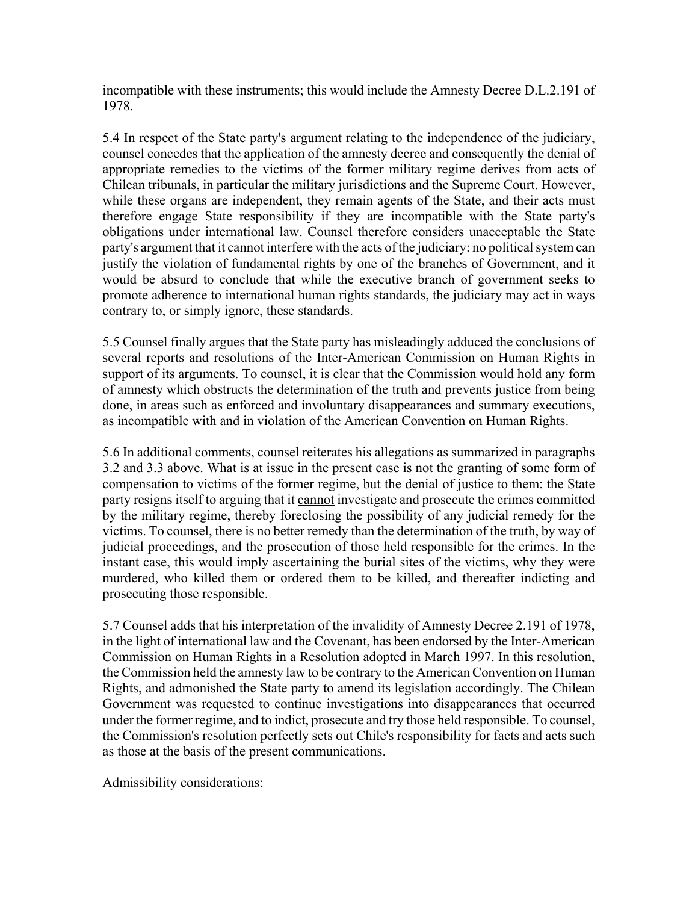incompatible with these instruments; this would include the Amnesty Decree D.L.2.191 of 1978.

5.4 In respect of the State party's argument relating to the independence of the judiciary, counsel concedes that the application of the amnesty decree and consequently the denial of appropriate remedies to the victims of the former military regime derives from acts of Chilean tribunals, in particular the military jurisdictions and the Supreme Court. However, while these organs are independent, they remain agents of the State, and their acts must therefore engage State responsibility if they are incompatible with the State party's obligations under international law. Counsel therefore considers unacceptable the State party's argument that it cannot interfere with the acts of the judiciary: no political system can justify the violation of fundamental rights by one of the branches of Government, and it would be absurd to conclude that while the executive branch of government seeks to promote adherence to international human rights standards, the judiciary may act in ways contrary to, or simply ignore, these standards.

5.5 Counsel finally argues that the State party has misleadingly adduced the conclusions of several reports and resolutions of the Inter-American Commission on Human Rights in support of its arguments. To counsel, it is clear that the Commission would hold any form of amnesty which obstructs the determination of the truth and prevents justice from being done, in areas such as enforced and involuntary disappearances and summary executions, as incompatible with and in violation of the American Convention on Human Rights.

5.6 In additional comments, counsel reiterates his allegations as summarized in paragraphs 3.2 and 3.3 above. What is at issue in the present case is not the granting of some form of compensation to victims of the former regime, but the denial of justice to them: the State party resigns itself to arguing that it cannot investigate and prosecute the crimes committed by the military regime, thereby foreclosing the possibility of any judicial remedy for the victims. To counsel, there is no better remedy than the determination of the truth, by way of judicial proceedings, and the prosecution of those held responsible for the crimes. In the instant case, this would imply ascertaining the burial sites of the victims, why they were murdered, who killed them or ordered them to be killed, and thereafter indicting and prosecuting those responsible.

5.7 Counsel adds that his interpretation of the invalidity of Amnesty Decree 2.191 of 1978, in the light of international law and the Covenant, has been endorsed by the Inter-American Commission on Human Rights in a Resolution adopted in March 1997. In this resolution, the Commission held the amnesty law to be contrary to the American Convention on Human Rights, and admonished the State party to amend its legislation accordingly. The Chilean Government was requested to continue investigations into disappearances that occurred under the former regime, and to indict, prosecute and try those held responsible. To counsel, the Commission's resolution perfectly sets out Chile's responsibility for facts and acts such as those at the basis of the present communications.

Admissibility considerations: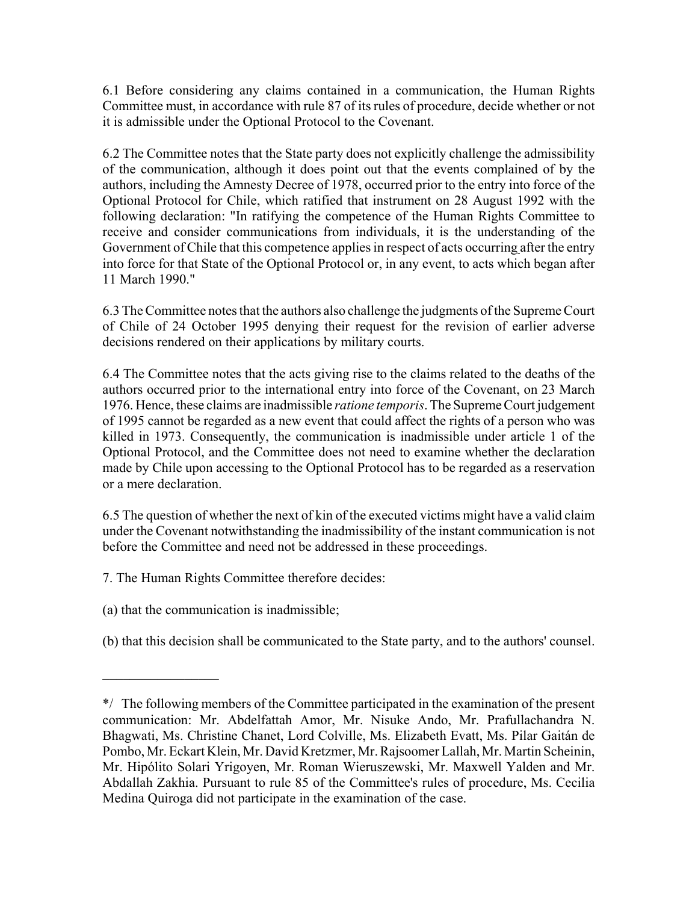6.1 Before considering any claims contained in a communication, the Human Rights Committee must, in accordance with rule 87 of its rules of procedure, decide whether or not it is admissible under the Optional Protocol to the Covenant.

6.2 The Committee notes that the State party does not explicitly challenge the admissibility of the communication, although it does point out that the events complained of by the authors, including the Amnesty Decree of 1978, occurred prior to the entry into force of the Optional Protocol for Chile, which ratified that instrument on 28 August 1992 with the following declaration: "In ratifying the competence of the Human Rights Committee to receive and consider communications from individuals, it is the understanding of the Government of Chile that this competence applies in respect of acts occurring after the entry into force for that State of the Optional Protocol or, in any event, to acts which began after 11 March 1990."

6.3 The Committee notes that the authors also challenge the judgments of the Supreme Court of Chile of 24 October 1995 denying their request for the revision of earlier adverse decisions rendered on their applications by military courts.

6.4 The Committee notes that the acts giving rise to the claims related to the deaths of the authors occurred prior to the international entry into force of the Covenant, on 23 March 1976. Hence, these claims are inadmissible *ratione temporis*. The Supreme Court judgement of 1995 cannot be regarded as a new event that could affect the rights of a person who was killed in 1973. Consequently, the communication is inadmissible under article 1 of the Optional Protocol, and the Committee does not need to examine whether the declaration made by Chile upon accessing to the Optional Protocol has to be regarded as a reservation or a mere declaration.

6.5 The question of whether the next of kin of the executed victims might have a valid claim under the Covenant notwithstanding the inadmissibility of the instant communication is not before the Committee and need not be addressed in these proceedings.

7. The Human Rights Committee therefore decides:

(a) that the communication is inadmissible;

(b) that this decision shall be communicated to the State party, and to the authors' counsel.

---

*/ The following members of the Committee participated in the examination of the present communication: Mr. Abdelfattah Amor, Mr. Nisuke Ando, Mr. Prafullachandra N. Bhagwati, Ms. Christine Chanet, Lord Colville, Ms. Elizabeth Evatt, Ms. Pilar Gaitán de Pombo, Mr. Eckart Klein, Mr. David Kretzmer, Mr. Rajsoomer Lallah, Mr. Martin Scheinin, Mr. Hipólito Solari Yrigoyen, Mr. Roman Wieruszewski, Mr. Maxwell Yalden and Mr. Abdallah Zakhia. Pursuant to rule 85 of the Committee's rules of procedure, Ms. Cecilia Medina Quiroga did not participate in the examination of the case.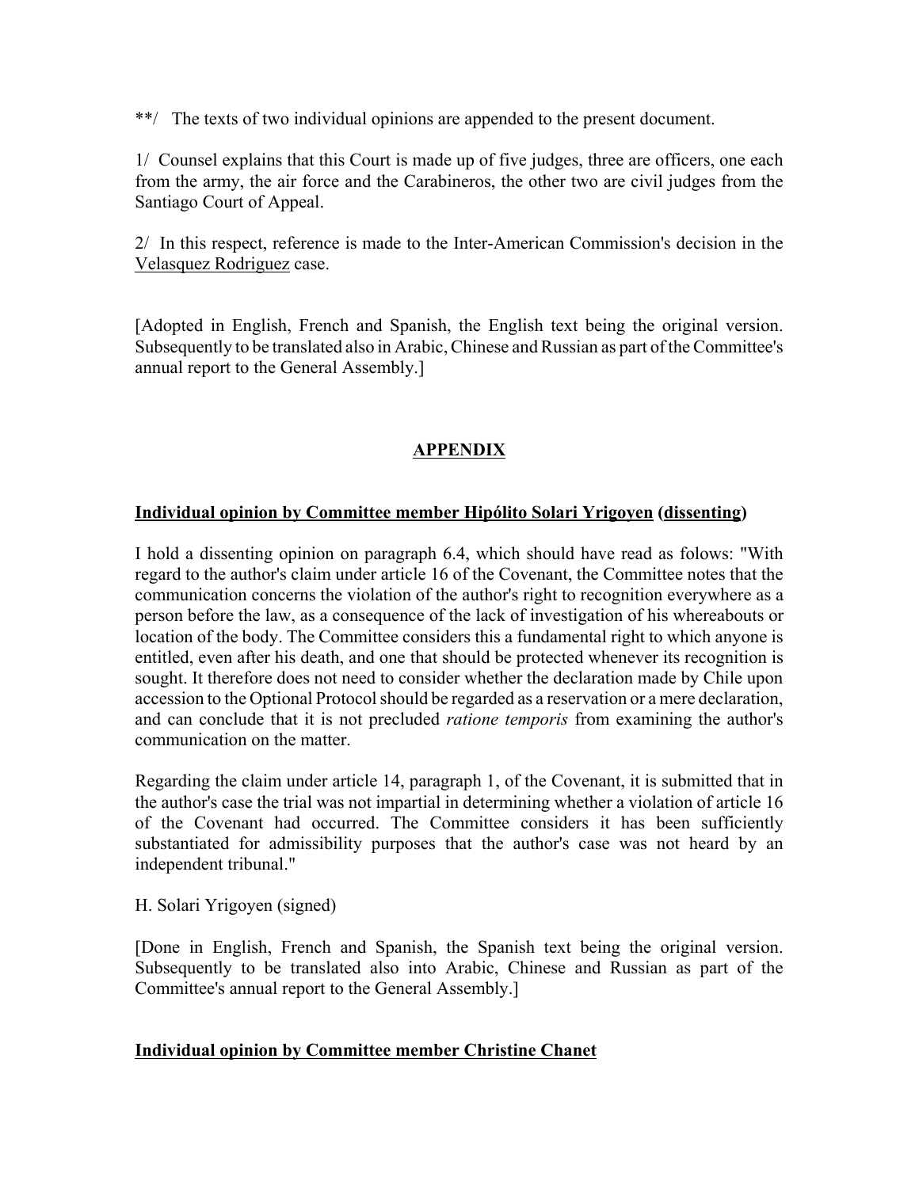**/ The texts of two individual opinions are appended to the present document.

1/ Counsel explains that this Court is made up of five judges, three are officers, one each from the army, the air force and the Carabineros, the other two are civil judges from the Santiago Court of Appeal.

2/ In this respect, reference is made to the Inter-American Commission's decision in the Velasquez Rodriguez case.

[Adopted in English, French and Spanish, the English text being the original version. Subsequently to be translated also in Arabic, Chinese and Russian as part of the Committee's annual report to the General Assembly.]

## APPENDIX

**Individual opinion by Committee member Hipólito Solari Yrigoyen (dissenting)**

I hold a dissenting opinion on paragraph 6.4, which should have read as folows: "With regard to the author's claim under article 16 of the Covenant, the Committee notes that the communication concerns the violation of the author's right to recognition everywhere as a person before the law, as a consequence of the lack of investigation of his whereabouts or location of the body. The Committee considers this a fundamental right to which anyone is entitled, even after his death, and one that should be protected whenever its recognition is sought. It therefore does not need to consider whether the declaration made by Chile upon accession to the Optional Protocol should be regarded as a reservation or a mere declaration, and can conclude that it is not precluded *ratione temporis* from examining the author's communication on the matter.

Regarding the claim under article 14, paragraph 1, of the Covenant, it is submitted that in the author's case the trial was not impartial in determining whether a violation of article 16 of the Covenant had occurred. The Committee considers it has been sufficiently substantiated for admissibility purposes that the author's case was not heard by an independent tribunal."

H. Solari Yrigoyen (signed)

[Done in English, French and Spanish, the Spanish text being the original version. Subsequently to be translated also into Arabic, Chinese and Russian as part of the Committee's annual report to the General Assembly.]

**Individual opinion by Committee member Christine Chanet**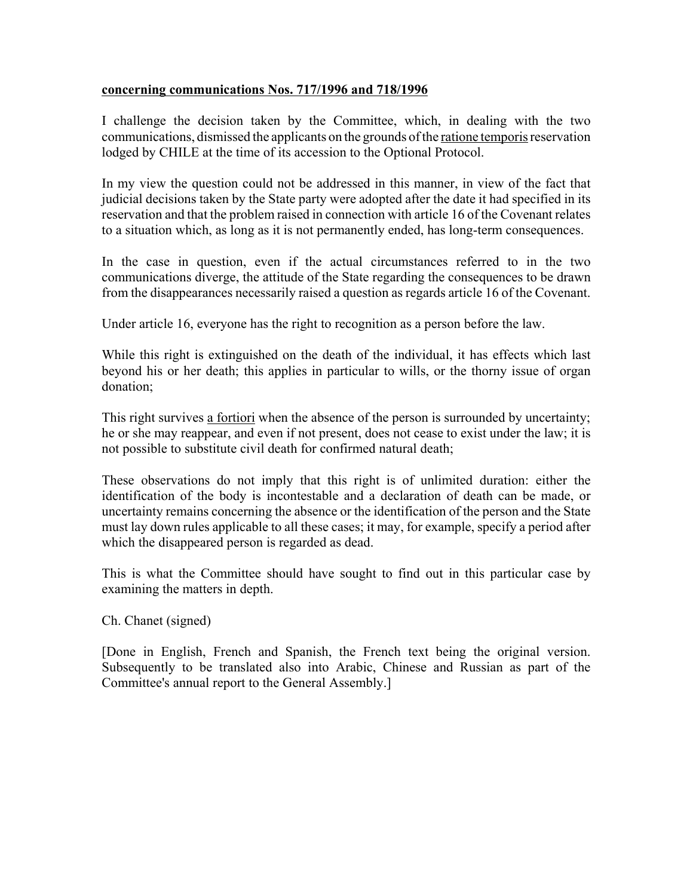**concerning communications Nos. 717/1996 and 718/1996**

I challenge the decision taken by the Committee, which, in dealing with the two communications, dismissed the applicants on the grounds of the ratione temporis reservation lodged by CHILE at the time of its accession to the Optional Protocol.

In my view the question could not be addressed in this manner, in view of the fact that judicial decisions taken by the State party were adopted after the date it had specified in its reservation and that the problem raised in connection with article 16 of the Covenant relates to a situation which, as long as it is not permanently ended, has long-term consequences.

In the case in question, even if the actual circumstances referred to in the two communications diverge, the attitude of the State regarding the consequences to be drawn from the disappearances necessarily raised a question as regards article 16 of the Covenant.

Under article 16, everyone has the right to recognition as a person before the law.

While this right is extinguished on the death of the individual, it has effects which last beyond his or her death; this applies in particular to wills, or the thorny issue of organ donation;

This right survives a fortiori when the absence of the person is surrounded by uncertainty; he or she may reappear, and even if not present, does not cease to exist under the law; it is not possible to substitute civil death for confirmed natural death;

These observations do not imply that this right is of unlimited duration: either the identification of the body is incontestable and a declaration of death can be made, or uncertainty remains concerning the absence or the identification of the person and the State must lay down rules applicable to all these cases; it may, for example, specify a period after which the disappeared person is regarded as dead.

This is what the Committee should have sought to find out in this particular case by examining the matters in depth.

Ch. Chanet (signed)

[Done in English, French and Spanish, the French text being the original version. Subsequently to be translated also into Arabic, Chinese and Russian as part of the Committee's annual report to the General Assembly.]